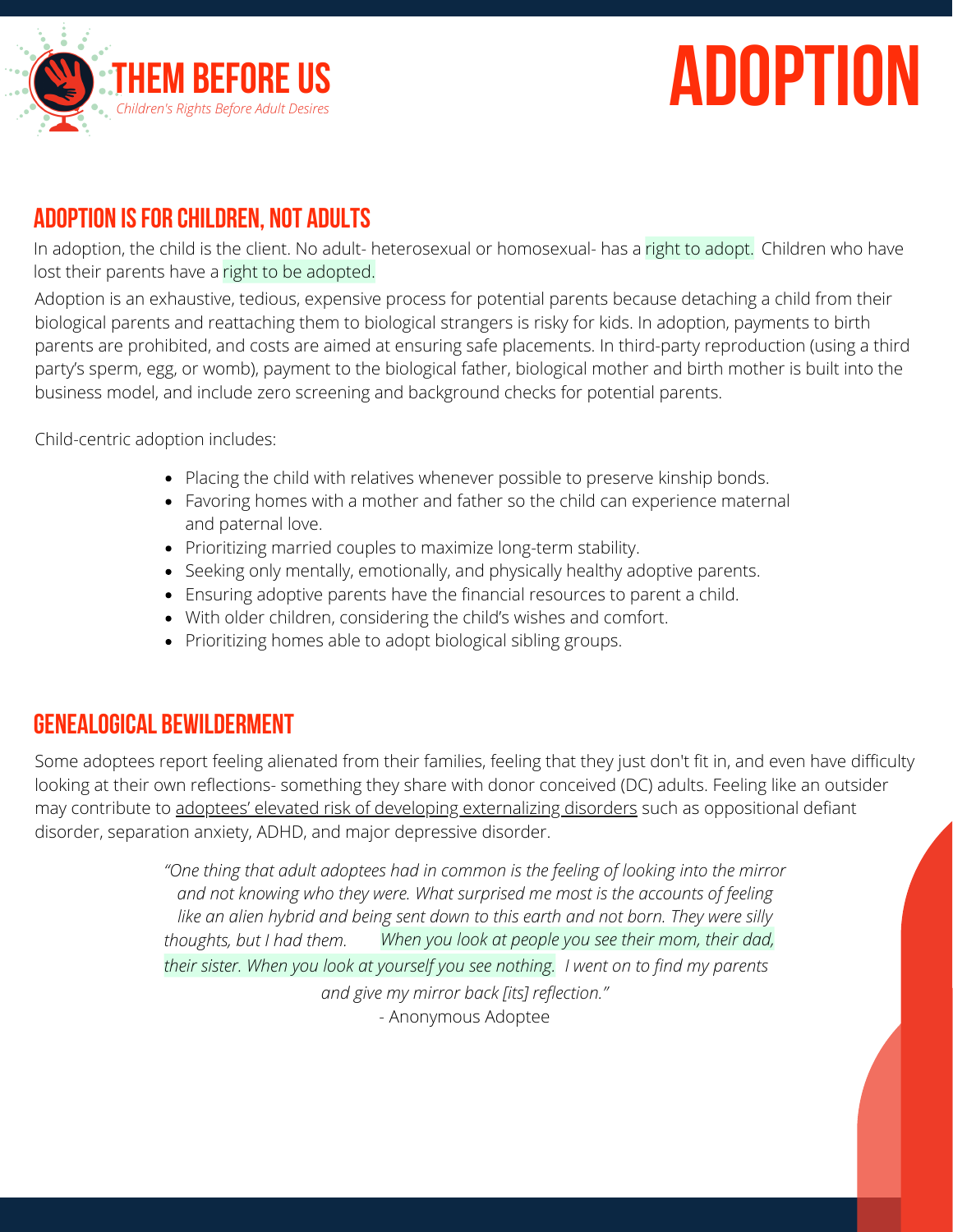# THEM BEFORE US

*Children's Rights Before Adult Desires*

# ADOPTION

## ADOPTION IS FOR CHILDREN, NOT ADULTS

In adoption, the child is the client. No adult- heterosexual or homosexual- has a right to adopt. Children who have lost their parents have a right to be adopted.

Adoption is an exhaustive, tedious, expensive process for potential parents because detaching a child from their biological parents and reattaching them to biological strangers is risky for kids. In adoption, payments to birth parents are prohibited, and costs are aimed at ensuring safe placements. In third-party reproduction (using a third party's sperm, egg, or womb), payment to the biological father, biological mother and birth mother is built into the business model, and include zero screening and background checks for potential parents.

Child-centric adoption includes:

- Placing the child with relatives whenever possible to preserve kinship bonds.
- Favoring homes with a mother and father so the child can experience maternal and paternal love.
- Prioritizing married couples to maximize long-term stability.
- Seeking only mentally, emotionally, and physically healthy adoptive parents.
- Ensuring adoptive parents have the financial resources to parent a child.
- With older children, considering the child's wishes and comfort.
- Prioritizing homes able to adopt biological sibling groups.

## GENEALOGICAL BEWILDERMENT

Some adoptees report feeling alienated from their families, feeling that they just don't fit in, and even have difficulty looking at their own reflections- something they share with donor conceived (DC) adults. Feeling like an outsider may contribute to adoptees' elevated risk of developing externalizing disorders such as oppositional defiant disorder, separation anxiety, ADHD, and major depressive disorder.

> *"One thing that adult adoptees had in common is the feeling of looking into the mirror and not knowing who they were. What surprised me most is the accounts of feeling like an alien hybrid and being sent down to this earth and not born. They were silly thoughts, but I had them. When you look at people you see their mom, their dad, their sister. When you look at yourself you see nothing. I went on to find my parents and give my mirror back [its] reflection."*
>
> \- Anonymous Adoptee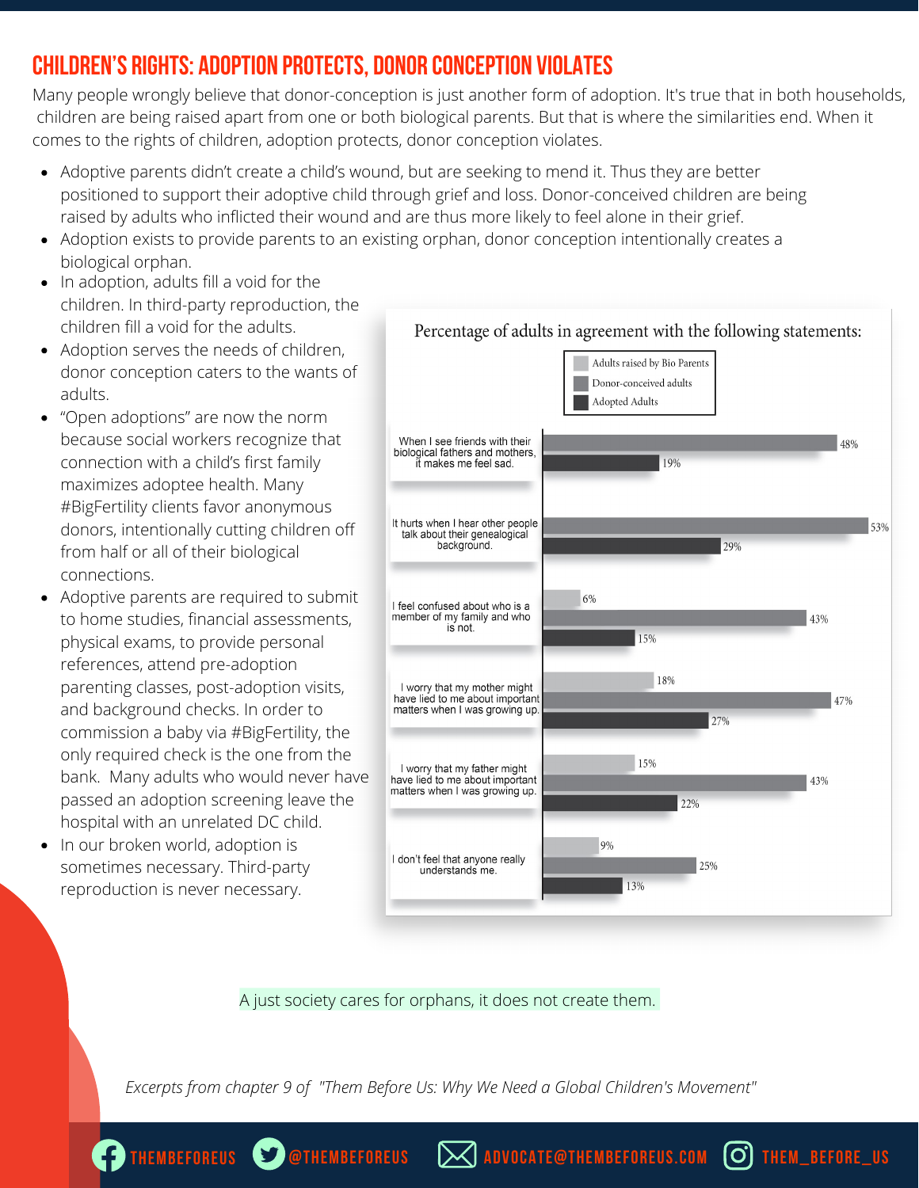## CHILDREN'S RIGHTS: ADOPTION PROTECTS, DONOR CONCEPTION VIOLATES

Many people wrongly believe that donor-conception is just another form of adoption. It's true that in both households, children are being raised apart from one or both biological parents. But that is where the similarities end. When it comes to the rights of children, adoption protects, donor conception violates.

- Adoptive parents didn't create a child's wound, but are seeking to mend it. Thus they are better positioned to support their adoptive child through grief and loss. Donor-conceived children are being raised by adults who inflicted their wound and are thus more likely to feel alone in their grief.
- Adoption exists to provide parents to an existing orphan, donor conception intentionally creates a biological orphan.
- In adoption, adults fill a void for the children. In third-party reproduction, the children fill a void for the adults.
- Adoption serves the needs of children, donor conception caters to the wants of adults.
- "Open adoptions" are now the norm because social workers recognize that connection with a child's first family maximizes adoptee health. Many #BigFertility clients favor anonymous donors, intentionally cutting children off from half or all of their biological connections.
- Adoptive parents are required to submit to home studies, financial assessments, physical exams, to provide personal references, attend pre-adoption parenting classes, post-adoption visits, and background checks. In order to commission a baby via #BigFertility, the only required check is the one from the bank. Many adults who would never have passed an adoption screening leave the hospital with an unrelated DC child.
- In our broken world, adoption is sometimes necessary. Third-party reproduction is never necessary.

Percentage of adults in agreement with the following statements:

Adults raised by Bio Parents
Donor-conceived adults
Adopted Adults

When I see friends with their biological fathers and mothers, it makes me feel sad.
48%
19%

It hurts when I hear other people talk about their genealogical background.
53%
29%

I feel confused about who is a member of my family and who is not.
6%
43%
15%

I worry that my mother might have lied to me about important matters when I was growing up.
18%
47%
27%

I worry that my father might have lied to me about important matters when I was growing up.
15%
43%
22%

I don't feel that anyone really understands me.
9%
25%
13%

A just society cares for orphans, it does not create them.

*Excerpts from chapter 9 of "Them Before Us: Why We Need a Global Children's Movement"*

THEMBEFOREUS @THEMBEFOREUS ADVOCATE@THEMBEFOREUS.COM THEM_BEFORE_US